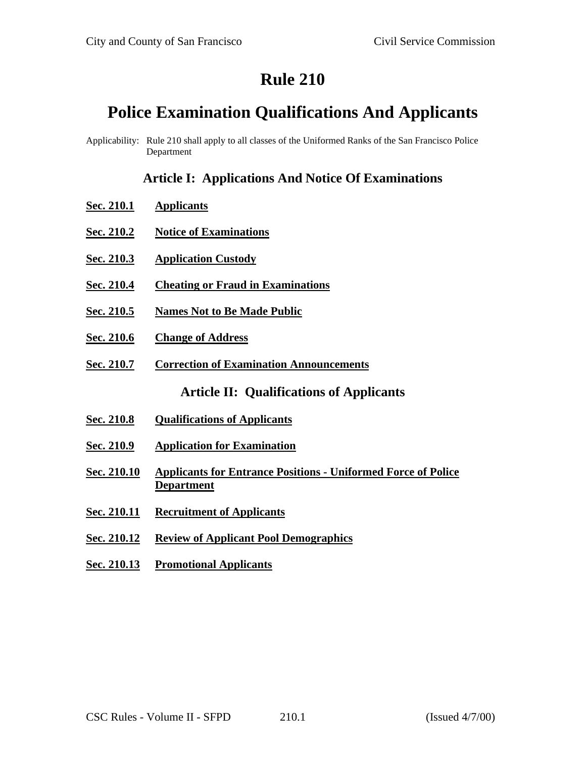# Rule 210

# Police Examination Qualifications And Applicants

Applicability: Rule 210 shall apply to all classes of the Uniformed Ranks of the San Francisco Police Department

## Article I: Applications And Notice Of Examinations

**Sec. 210.1** **Applicants**

**Sec. 210.2** **Notice of Examinations**

**Sec. 210.3** **Application Custody**

**Sec. 210.4** **Cheating or Fraud in Examinations**

**Sec. 210.5** **Names Not to Be Made Public**

**Sec. 210.6** **Change of Address**

**Sec. 210.7** **Correction of Examination Announcements**

## Article II: Qualifications of Applicants

**Sec. 210.8** **Qualifications of Applicants**

**Sec. 210.9** **Application for Examination**

**Sec. 210.10** **Applicants for Entrance Positions - Uniformed Force of Police Department**

**Sec. 210.11** **Recruitment of Applicants**

**Sec. 210.12** **Review of Applicant Pool Demographics**

**Sec. 210.13** **Promotional Applicants**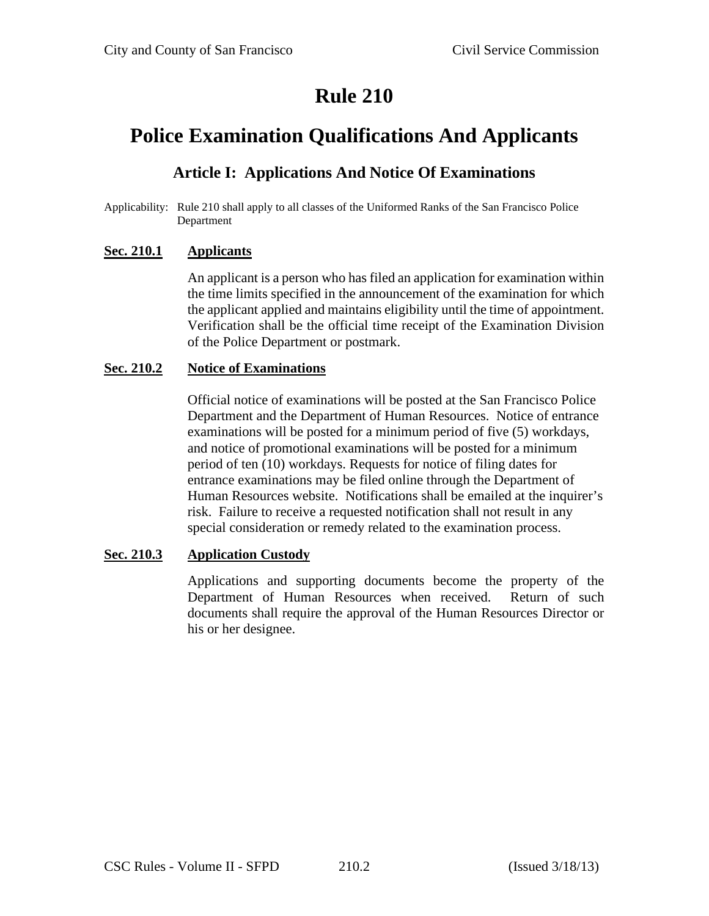# Rule 210

# Police Examination Qualifications And Applicants

## Article I: Applications And Notice Of Examinations

Applicability: Rule 210 shall apply to all classes of the Uniformed Ranks of the San Francisco Police Department

### Sec. 210.1 Applicants

An applicant is a person who has filed an application for examination within the time limits specified in the announcement of the examination for which the applicant applied and maintains eligibility until the time of appointment. Verification shall be the official time receipt of the Examination Division of the Police Department or postmark.

### Sec. 210.2 Notice of Examinations

Official notice of examinations will be posted at the San Francisco Police Department and the Department of Human Resources. Notice of entrance examinations will be posted for a minimum period of five (5) workdays, and notice of promotional examinations will be posted for a minimum period of ten (10) workdays. Requests for notice of filing dates for entrance examinations may be filed online through the Department of Human Resources website. Notifications shall be emailed at the inquirer's risk. Failure to receive a requested notification shall not result in any special consideration or remedy related to the examination process.

### Sec. 210.3 Application Custody

Applications and supporting documents become the property of the Department of Human Resources when received. Return of such documents shall require the approval of the Human Resources Director or his or her designee.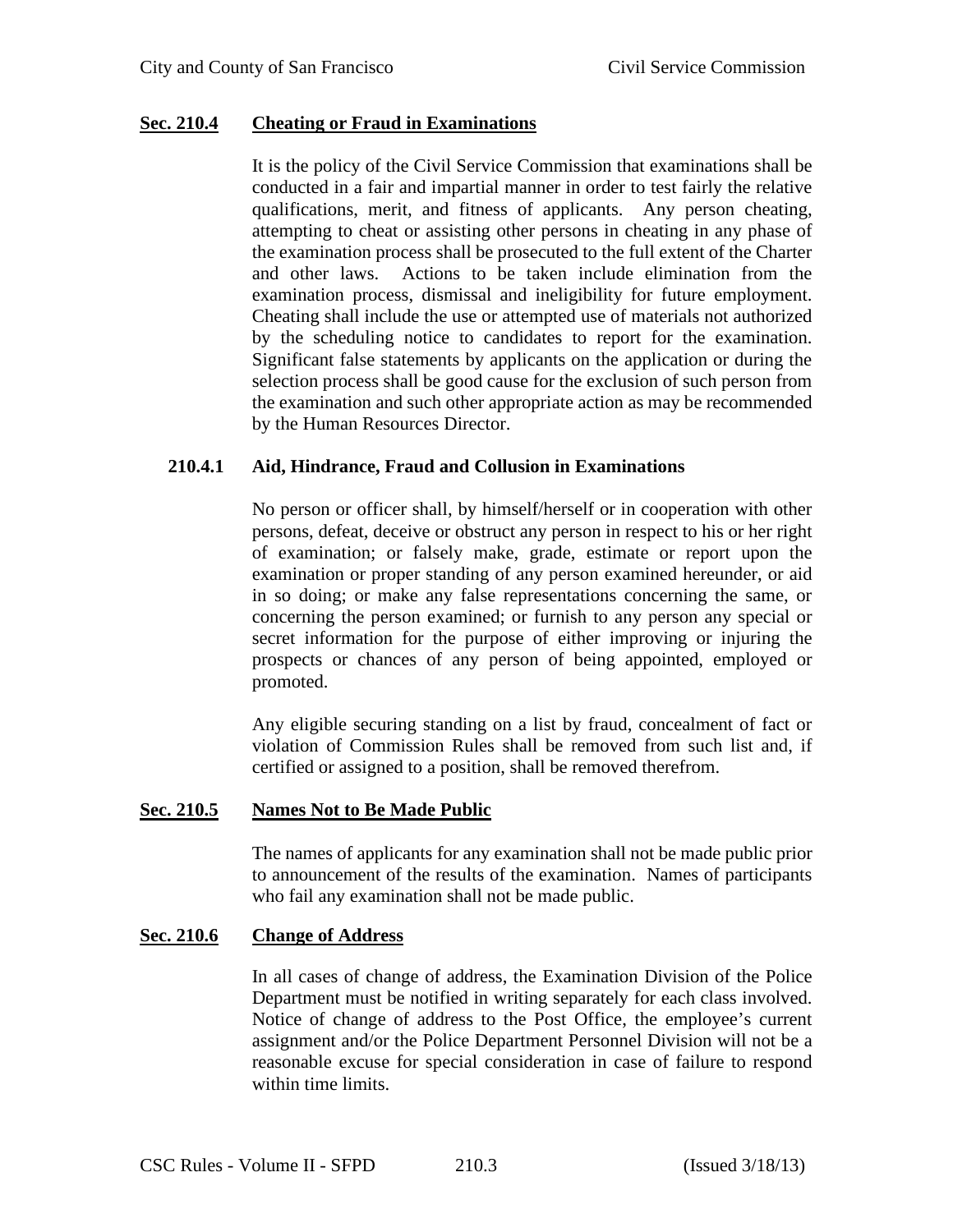## Sec. 210.4 Cheating or Fraud in Examinations

It is the policy of the Civil Service Commission that examinations shall be conducted in a fair and impartial manner in order to test fairly the relative qualifications, merit, and fitness of applicants. Any person cheating, attempting to cheat or assisting other persons in cheating in any phase of the examination process shall be prosecuted to the full extent of the Charter and other laws. Actions to be taken include elimination from the examination process, dismissal and ineligibility for future employment. Cheating shall include the use or attempted use of materials not authorized by the scheduling notice to candidates to report for the examination. Significant false statements by applicants on the application or during the selection process shall be good cause for the exclusion of such person from the examination and such other appropriate action as may be recommended by the Human Resources Director.

### 210.4.1 Aid, Hindrance, Fraud and Collusion in Examinations

No person or officer shall, by himself/herself or in cooperation with other persons, defeat, deceive or obstruct any person in respect to his or her right of examination; or falsely make, grade, estimate or report upon the examination or proper standing of any person examined hereunder, or aid in so doing; or make any false representations concerning the same, or concerning the person examined; or furnish to any person any special or secret information for the purpose of either improving or injuring the prospects or chances of any person of being appointed, employed or promoted.

Any eligible securing standing on a list by fraud, concealment of fact or violation of Commission Rules shall be removed from such list and, if certified or assigned to a position, shall be removed therefrom.

## Sec. 210.5 Names Not to Be Made Public

The names of applicants for any examination shall not be made public prior to announcement of the results of the examination. Names of participants who fail any examination shall not be made public.

## Sec. 210.6 Change of Address

In all cases of change of address, the Examination Division of the Police Department must be notified in writing separately for each class involved. Notice of change of address to the Post Office, the employee's current assignment and/or the Police Department Personnel Division will not be a reasonable excuse for special consideration in case of failure to respond within time limits.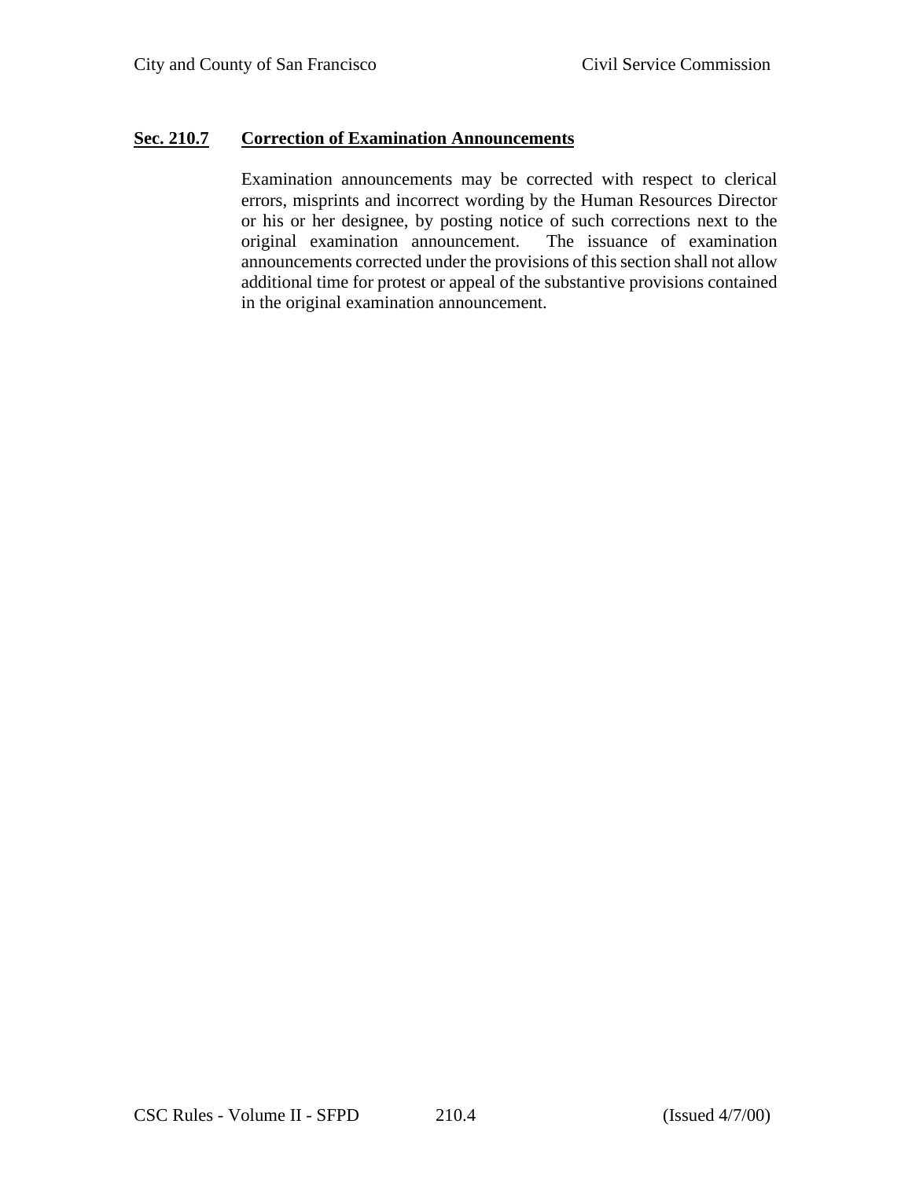**Sec. 210.7 Correction of Examination Announcements**

Examination announcements may be corrected with respect to clerical errors, misprints and incorrect wording by the Human Resources Director or his or her designee, by posting notice of such corrections next to the original examination announcement. The issuance of examination announcements corrected under the provisions of this section shall not allow additional time for protest or appeal of the substantive provisions contained in the original examination announcement.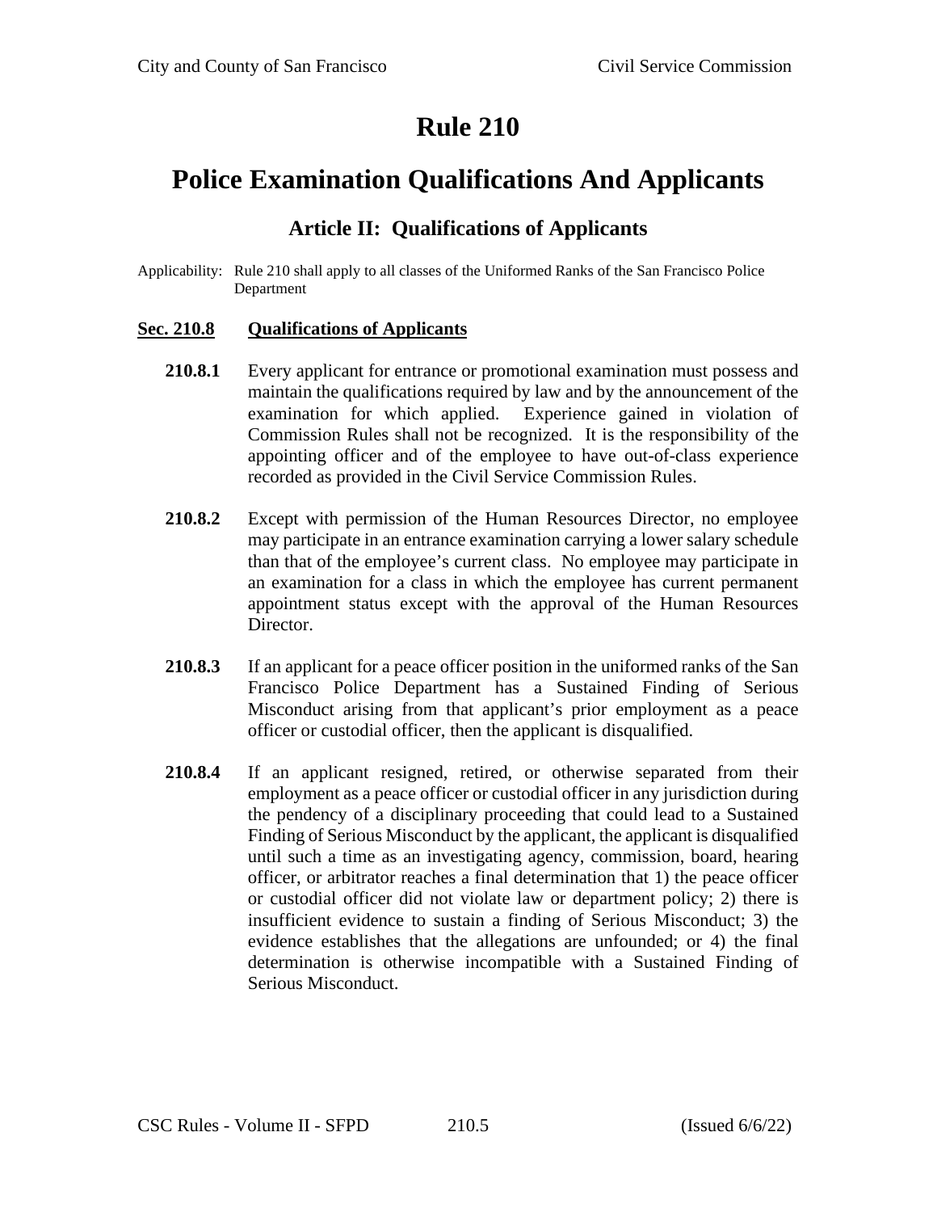# Rule 210

# Police Examination Qualifications And Applicants

### Article II: Qualifications of Applicants

Applicability: Rule 210 shall apply to all classes of the Uniformed Ranks of the San Francisco Police Department

**Sec. 210.8 Qualifications of Applicants**

**210.8.1** Every applicant for entrance or promotional examination must possess and maintain the qualifications required by law and by the announcement of the examination for which applied. Experience gained in violation of Commission Rules shall not be recognized. It is the responsibility of the appointing officer and of the employee to have out-of-class experience recorded as provided in the Civil Service Commission Rules.

**210.8.2** Except with permission of the Human Resources Director, no employee may participate in an entrance examination carrying a lower salary schedule than that of the employee's current class. No employee may participate in an examination for a class in which the employee has current permanent appointment status except with the approval of the Human Resources Director.

**210.8.3** If an applicant for a peace officer position in the uniformed ranks of the San Francisco Police Department has a Sustained Finding of Serious Misconduct arising from that applicant's prior employment as a peace officer or custodial officer, then the applicant is disqualified.

**210.8.4** If an applicant resigned, retired, or otherwise separated from their employment as a peace officer or custodial officer in any jurisdiction during the pendency of a disciplinary proceeding that could lead to a Sustained Finding of Serious Misconduct by the applicant, the applicant is disqualified until such a time as an investigating agency, commission, board, hearing officer, or arbitrator reaches a final determination that 1) the peace officer or custodial officer did not violate law or department policy; 2) there is insufficient evidence to sustain a finding of Serious Misconduct; 3) the evidence establishes that the allegations are unfounded; or 4) the final determination is otherwise incompatible with a Sustained Finding of Serious Misconduct.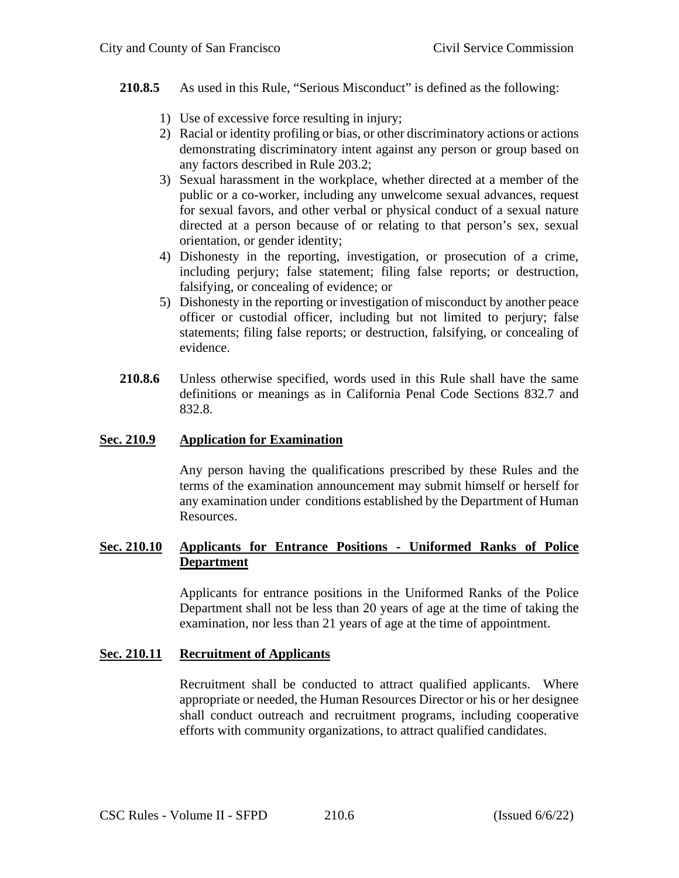**210.8.5** As used in this Rule, "Serious Misconduct" is defined as the following:

1) Use of excessive force resulting in injury;
2) Racial or identity profiling or bias, or other discriminatory actions or actions demonstrating discriminatory intent against any person or group based on any factors described in Rule 203.2;
3) Sexual harassment in the workplace, whether directed at a member of the public or a co-worker, including any unwelcome sexual advances, request for sexual favors, and other verbal or physical conduct of a sexual nature directed at a person because of or relating to that person's sex, sexual orientation, or gender identity;
4) Dishonesty in the reporting, investigation, or prosecution of a crime, including perjury; false statement; filing false reports; or destruction, falsifying, or concealing of evidence; or
5) Dishonesty in the reporting or investigation of misconduct by another peace officer or custodial officer, including but not limited to perjury; false statements; filing false reports; or destruction, falsifying, or concealing of evidence.

**210.8.6** Unless otherwise specified, words used in this Rule shall have the same definitions or meanings as in California Penal Code Sections 832.7 and 832.8.

## Sec. 210.9 Application for Examination

Any person having the qualifications prescribed by these Rules and the terms of the examination announcement may submit himself or herself for any examination under conditions established by the Department of Human Resources.

## Sec. 210.10 Applicants for Entrance Positions - Uniformed Ranks of Police Department

Applicants for entrance positions in the Uniformed Ranks of the Police Department shall not be less than 20 years of age at the time of taking the examination, nor less than 21 years of age at the time of appointment.

## Sec. 210.11 Recruitment of Applicants

Recruitment shall be conducted to attract qualified applicants. Where appropriate or needed, the Human Resources Director or his or her designee shall conduct outreach and recruitment programs, including cooperative efforts with community organizations, to attract qualified candidates.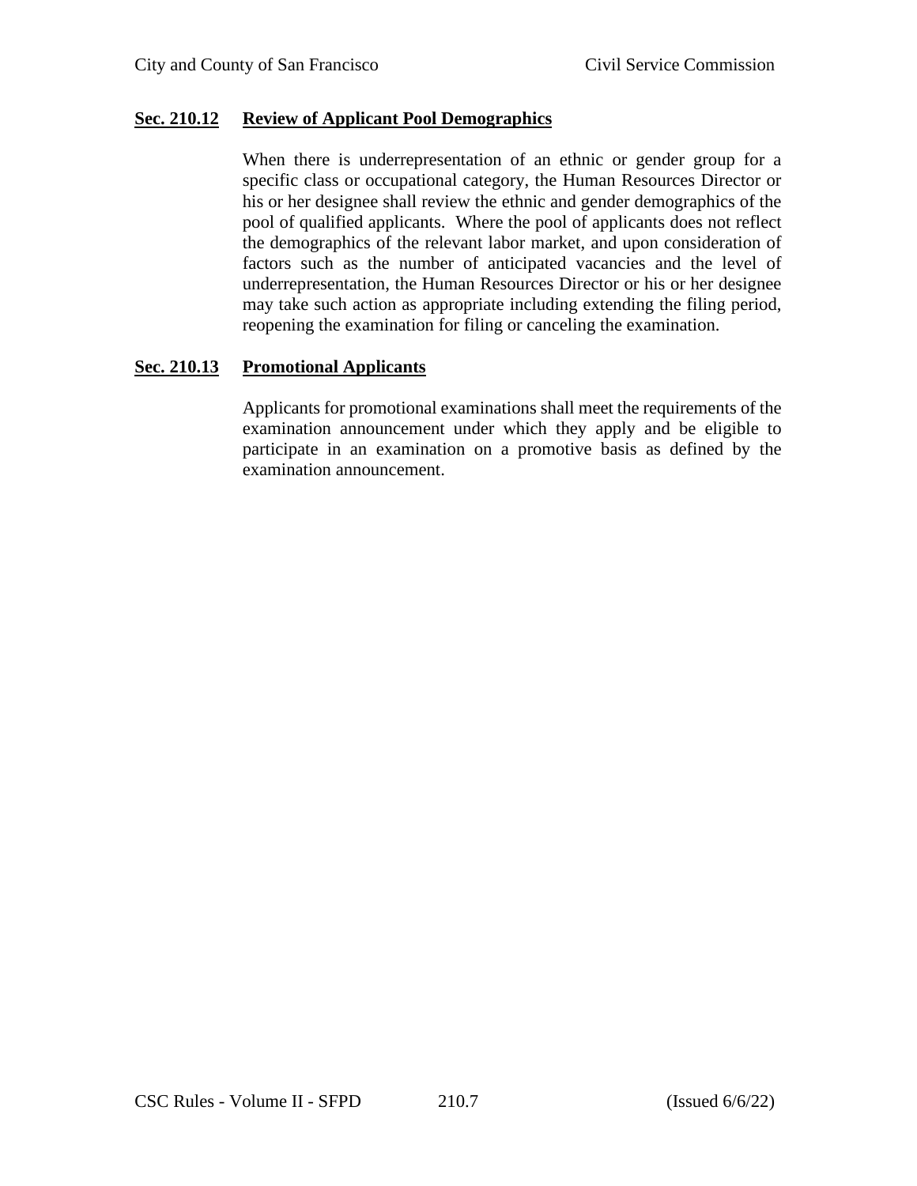## Sec. 210.12 Review of Applicant Pool Demographics

When there is underrepresentation of an ethnic or gender group for a specific class or occupational category, the Human Resources Director or his or her designee shall review the ethnic and gender demographics of the pool of qualified applicants. Where the pool of applicants does not reflect the demographics of the relevant labor market, and upon consideration of factors such as the number of anticipated vacancies and the level of underrepresentation, the Human Resources Director or his or her designee may take such action as appropriate including extending the filing period, reopening the examination for filing or canceling the examination.

## Sec. 210.13 Promotional Applicants

Applicants for promotional examinations shall meet the requirements of the examination announcement under which they apply and be eligible to participate in an examination on a promotive basis as defined by the examination announcement.